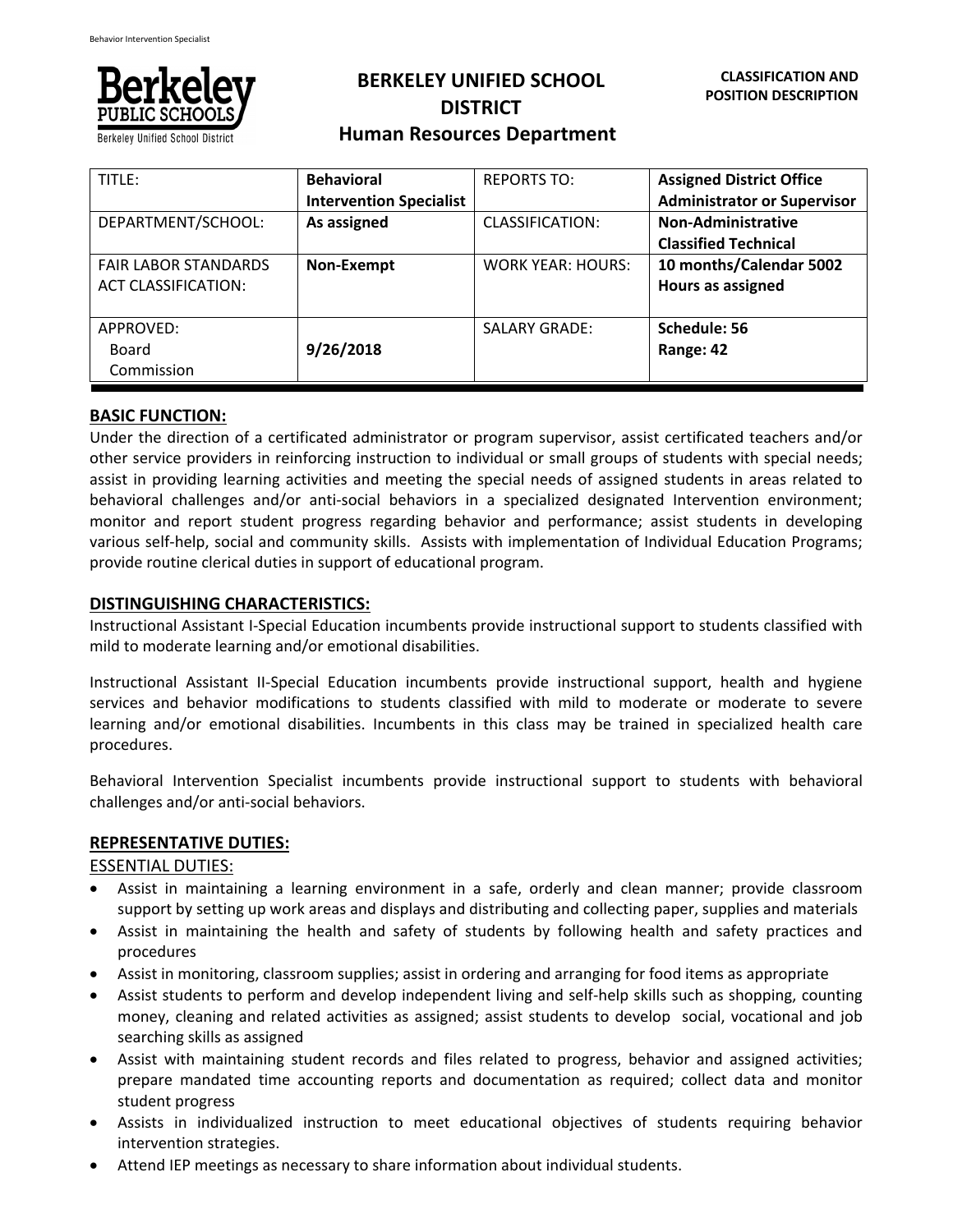# BERKELEY UNIFIED SCHOOL DISTRICT
## Human Resources Department

**CLASSIFICATION AND POSITION DESCRIPTION**

| TITLE: | **Behavioral Intervention Specialist** | REPORTS TO: | **Assigned District Office Administrator or Supervisor** |
|---|---|---|---|
| DEPARTMENT/SCHOOL: | **As assigned** | CLASSIFICATION: | **Non-Administrative Classified Technical** |
| FAIR LABOR STANDARDS ACT CLASSIFICATION: | **Non-Exempt** | WORK YEAR: HOURS: | **10 months/Calendar 5002 Hours as assigned** |
| APPROVED: Board Commission | **9/26/2018** | SALARY GRADE: | **Schedule: 56 Range: 42** |

## BASIC FUNCTION:

Under the direction of a certificated administrator or program supervisor, assist certificated teachers and/or other service providers in reinforcing instruction to individual or small groups of students with special needs; assist in providing learning activities and meeting the special needs of assigned students in areas related to behavioral challenges and/or anti-social behaviors in a specialized designated Intervention environment; monitor and report student progress regarding behavior and performance; assist students in developing various self-help, social and community skills. Assists with implementation of Individual Education Programs; provide routine clerical duties in support of educational program.

## DISTINGUISHING CHARACTERISTICS:

Instructional Assistant I-Special Education incumbents provide instructional support to students classified with mild to moderate learning and/or emotional disabilities.

Instructional Assistant II-Special Education incumbents provide instructional support, health and hygiene services and behavior modifications to students classified with mild to moderate or moderate to severe learning and/or emotional disabilities. Incumbents in this class may be trained in specialized health care procedures.

Behavioral Intervention Specialist incumbents provide instructional support to students with behavioral challenges and/or anti-social behaviors.

## REPRESENTATIVE DUTIES:

### ESSENTIAL DUTIES:

- Assist in maintaining a learning environment in a safe, orderly and clean manner; provide classroom support by setting up work areas and displays and distributing and collecting paper, supplies and materials
- Assist in maintaining the health and safety of students by following health and safety practices and procedures
- Assist in monitoring, classroom supplies; assist in ordering and arranging for food items as appropriate
- Assist students to perform and develop independent living and self-help skills such as shopping, counting money, cleaning and related activities as assigned; assist students to develop social, vocational and job searching skills as assigned
- Assist with maintaining student records and files related to progress, behavior and assigned activities; prepare mandated time accounting reports and documentation as required; collect data and monitor student progress
- Assists in individualized instruction to meet educational objectives of students requiring behavior intervention strategies.
- Attend IEP meetings as necessary to share information about individual students.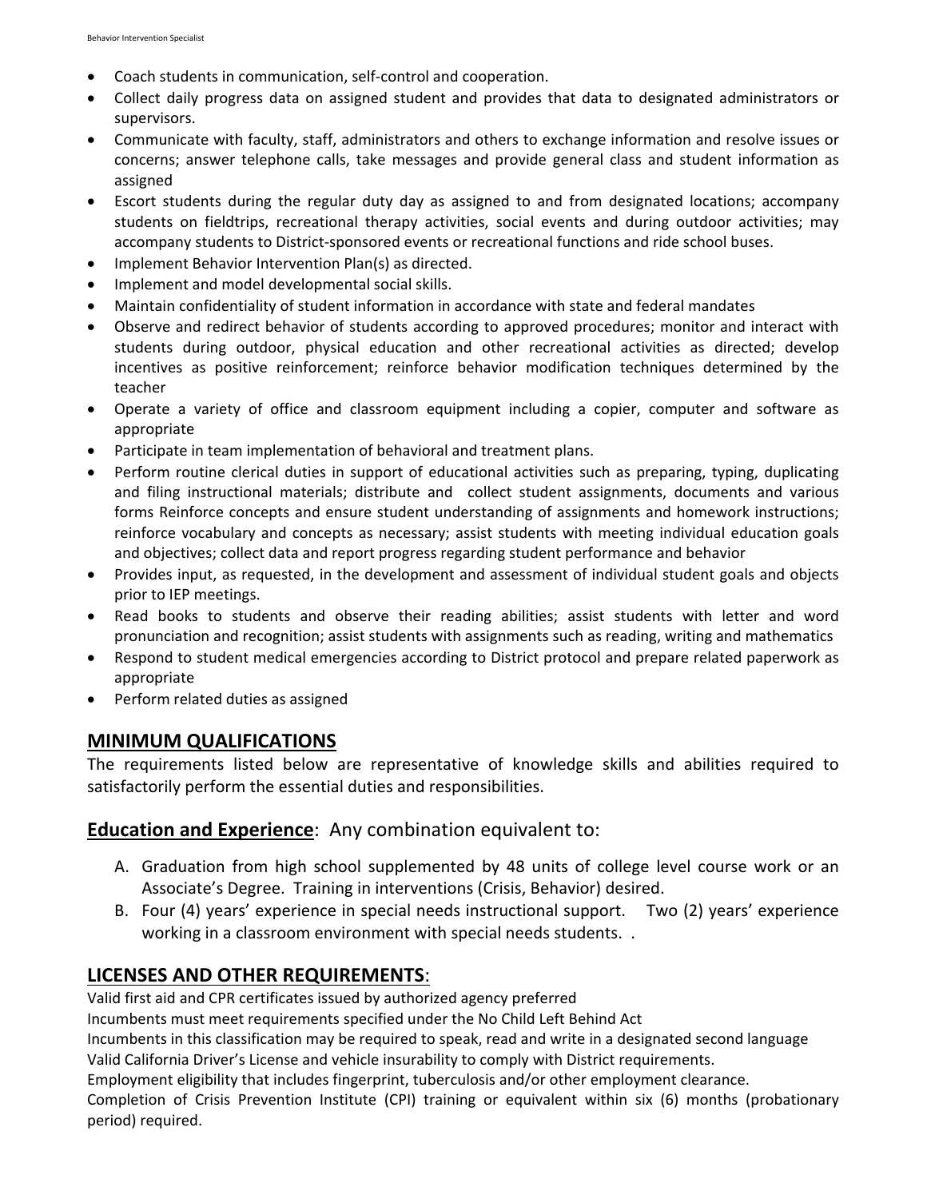- Coach students in communication, self-control and cooperation.
- Collect daily progress data on assigned student and provides that data to designated administrators or supervisors.
- Communicate with faculty, staff, administrators and others to exchange information and resolve issues or concerns; answer telephone calls, take messages and provide general class and student information as assigned
- Escort students during the regular duty day as assigned to and from designated locations; accompany students on fieldtrips, recreational therapy activities, social events and during outdoor activities; may accompany students to District-sponsored events or recreational functions and ride school buses.
- Implement Behavior Intervention Plan(s) as directed.
- Implement and model developmental social skills.
- Maintain confidentiality of student information in accordance with state and federal mandates
- Observe and redirect behavior of students according to approved procedures; monitor and interact with students during outdoor, physical education and other recreational activities as directed; develop incentives as positive reinforcement; reinforce behavior modification techniques determined by the teacher
- Operate a variety of office and classroom equipment including a copier, computer and software as appropriate
- Participate in team implementation of behavioral and treatment plans.
- Perform routine clerical duties in support of educational activities such as preparing, typing, duplicating and filing instructional materials; distribute and collect student assignments, documents and various forms Reinforce concepts and ensure student understanding of assignments and homework instructions; reinforce vocabulary and concepts as necessary; assist students with meeting individual education goals and objectives; collect data and report progress regarding student performance and behavior
- Provides input, as requested, in the development and assessment of individual student goals and objects prior to IEP meetings.
- Read books to students and observe their reading abilities; assist students with letter and word pronunciation and recognition; assist students with assignments such as reading, writing and mathematics
- Respond to student medical emergencies according to District protocol and prepare related paperwork as appropriate
- Perform related duties as assigned

## MINIMUM QUALIFICATIONS

The requirements listed below are representative of knowledge skills and abilities required to satisfactorily perform the essential duties and responsibilities.

### Education and Experience: Any combination equivalent to:

A. Graduation from high school supplemented by 48 units of college level course work or an Associate's Degree. Training in interventions (Crisis, Behavior) desired.
B. Four (4) years' experience in special needs instructional support. Two (2) years' experience working in a classroom environment with special needs students. .

## LICENSES AND OTHER REQUIREMENTS:

Valid first aid and CPR certificates issued by authorized agency preferred
Incumbents must meet requirements specified under the No Child Left Behind Act
Incumbents in this classification may be required to speak, read and write in a designated second language
Valid California Driver's License and vehicle insurability to comply with District requirements.
Employment eligibility that includes fingerprint, tuberculosis and/or other employment clearance.
Completion of Crisis Prevention Institute (CPI) training or equivalent within six (6) months (probationary period) required.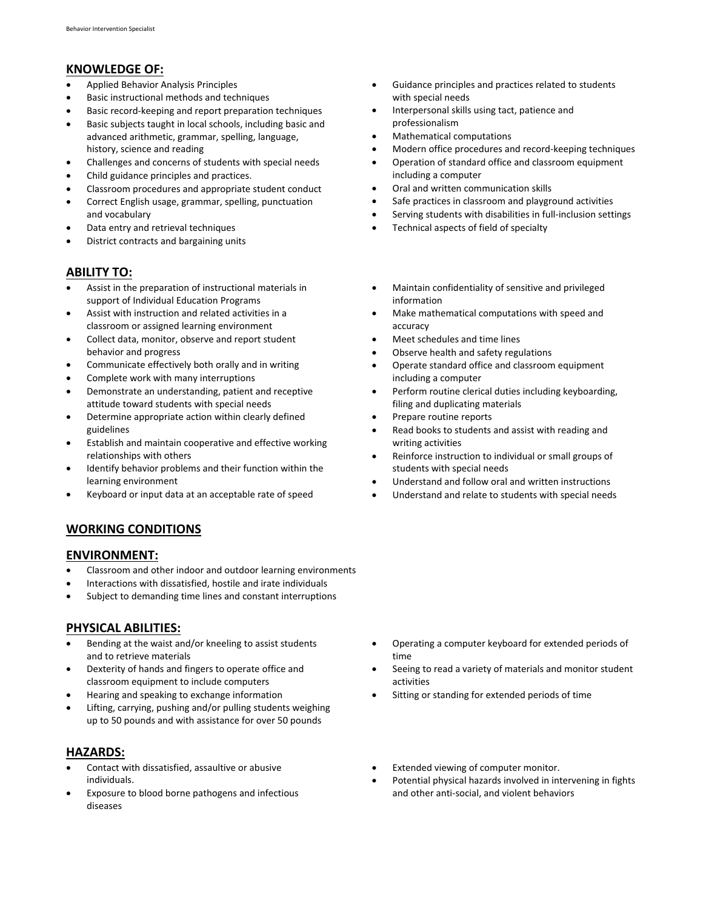## KNOWLEDGE OF:

- Applied Behavior Analysis Principles
- Basic instructional methods and techniques
- Basic record-keeping and report preparation techniques
- Basic subjects taught in local schools, including basic and advanced arithmetic, grammar, spelling, language, history, science and reading
- Challenges and concerns of students with special needs
- Child guidance principles and practices.
- Classroom procedures and appropriate student conduct
- Correct English usage, grammar, spelling, punctuation and vocabulary
- Data entry and retrieval techniques
- District contracts and bargaining units
- Guidance principles and practices related to students with special needs
- Interpersonal skills using tact, patience and professionalism
- Mathematical computations
- Modern office procedures and record-keeping techniques
- Operation of standard office and classroom equipment including a computer
- Oral and written communication skills
- Safe practices in classroom and playground activities
- Serving students with disabilities in full-inclusion settings
- Technical aspects of field of specialty

## ABILITY TO:

- Assist in the preparation of instructional materials in support of Individual Education Programs
- Assist with instruction and related activities in a classroom or assigned learning environment
- Collect data, monitor, observe and report student behavior and progress
- Communicate effectively both orally and in writing
- Complete work with many interruptions
- Demonstrate an understanding, patient and receptive attitude toward students with special needs
- Determine appropriate action within clearly defined guidelines
- Establish and maintain cooperative and effective working relationships with others
- Identify behavior problems and their function within the learning environment
- Keyboard or input data at an acceptable rate of speed
- Maintain confidentiality of sensitive and privileged information
- Make mathematical computations with speed and accuracy
- Meet schedules and time lines
- Observe health and safety regulations
- Operate standard office and classroom equipment including a computer
- Perform routine clerical duties including keyboarding, filing and duplicating materials
- Prepare routine reports
- Read books to students and assist with reading and writing activities
- Reinforce instruction to individual or small groups of students with special needs
- Understand and follow oral and written instructions
- Understand and relate to students with special needs

## WORKING CONDITIONS

## ENVIRONMENT:

- Classroom and other indoor and outdoor learning environments
- Interactions with dissatisfied, hostile and irate individuals
- Subject to demanding time lines and constant interruptions

## PHYSICAL ABILITIES:

- Bending at the waist and/or kneeling to assist students and to retrieve materials
- Dexterity of hands and fingers to operate office and classroom equipment to include computers
- Hearing and speaking to exchange information
- Lifting, carrying, pushing and/or pulling students weighing up to 50 pounds and with assistance for over 50 pounds
- Operating a computer keyboard for extended periods of time
- Seeing to read a variety of materials and monitor student activities
- Sitting or standing for extended periods of time

## HAZARDS:

- Contact with dissatisfied, assaultive or abusive individuals.
- Exposure to blood borne pathogens and infectious diseases
- Extended viewing of computer monitor.
- Potential physical hazards involved in intervening in fights and other anti-social, and violent behaviors